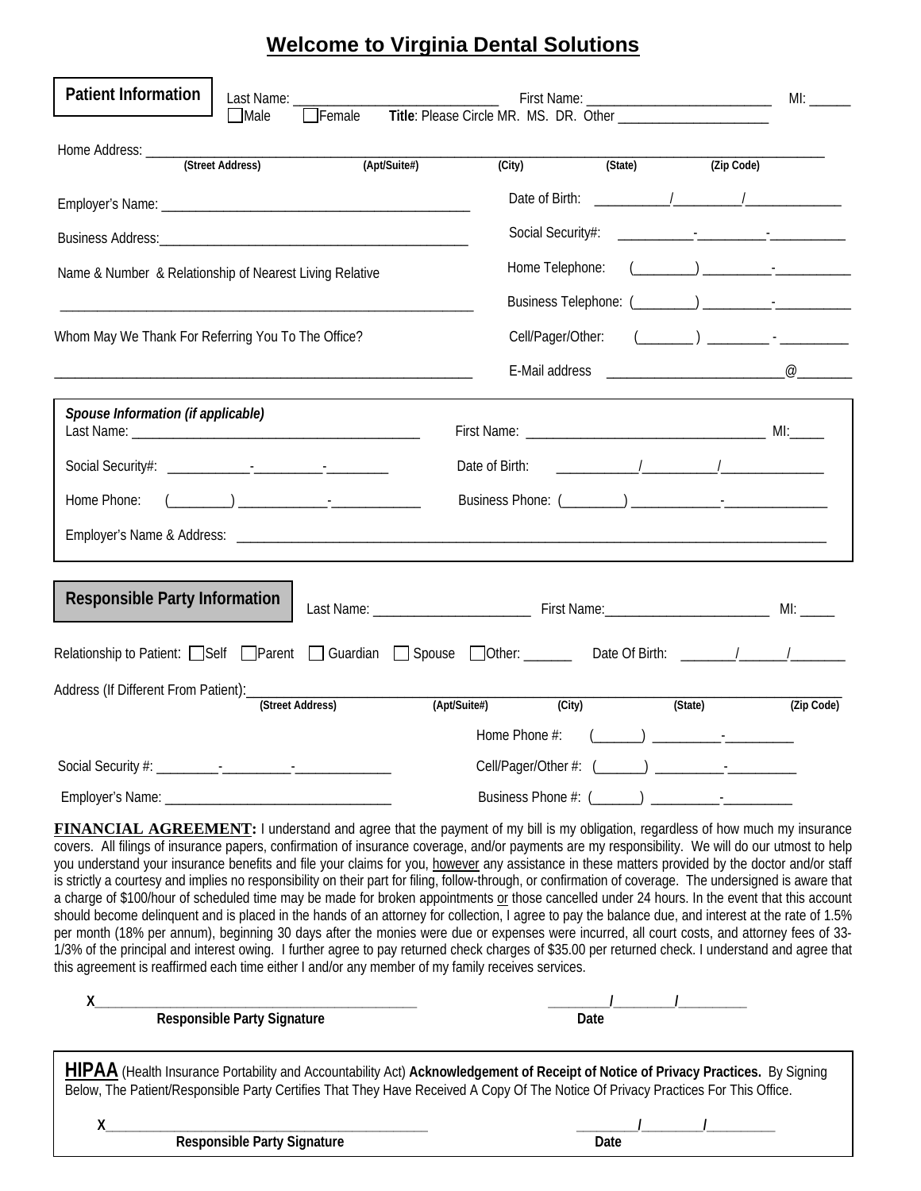# Welcome to Virginia Dental Solutions

**Patient Information**

Last Name: ______________________________ First Name: ___________________________ MI: ______

☐ Male ☐ Female **Title**: Please Circle MR. MS. DR. Other ______________________

Home Address: ____________________________________________________________________________________
**(Street Address)** **(Apt/Suite#)** **(City)** **(State)** **(Zip Code)**

Employer's Name: _____________________________________________

Date of Birth: ___________/__________/______________

Business Address: _____________________________________________

Social Security#: ___________-__________-___________

Name & Number & Relationship of Nearest Living Relative

Home Telephone: (_________) __________-___________

_____________________________________________________________

Business Telephone: (_________) __________-___________

Whom May We Thank For Referring You To The Office?

Cell/Pager/Other: (________ ) _________ - __________

_____________________________________________________________

E-Mail address _________________________@________

*Spouse Information (if applicable)*

Last Name: ___________________________________________ First Name: ___________________________________ MI:_____

Social Security#: ____________-__________-_________ Date of Birth: ___________/__________/_______________

Home Phone: (_________) _____________-_____________ Business Phone: (_________) _____________-_______________

Employer's Name & Address: ___________________________________________________________________________________

**Responsible Party Information**

Last Name: _______________________ First Name: ________________________ MI: _____

Relationship to Patient: ☐ Self ☐ Parent ☐ Guardian ☐ Spouse ☐ Other: _______ Date Of Birth: ________/_______/________

Address (If Different From Patient): ____________________________________________________________________________
**(Street Address)** **(Apt/Suite#)** **(City)** **(State)** **(Zip Code)**

Home Phone #: (_______) __________-__________

Social Security #: _________-__________-______________ Cell/Pager/Other #: (_______) __________-__________

Employer's Name: _________________________________ Business Phone #: (_______) __________-__________

**FINANCIAL AGREEMENT:** I understand and agree that the payment of my bill is my obligation, regardless of how much my insurance covers. All filings of insurance papers, confirmation of insurance coverage, and/or payments are my responsibility. We will do our utmost to help you understand your insurance benefits and file your claims for you, <u>however</u> any assistance in these matters provided by the doctor and/or staff is strictly a courtesy and implies no responsibility on their part for filing, follow-through, or confirmation of coverage. The undersigned is aware that a charge of $100/hour of scheduled time may be made for broken appointments <u>or</u> those cancelled under 24 hours. In the event that this account should become delinquent and is placed in the hands of an attorney for collection, I agree to pay the balance due, and interest at the rate of 1.5% per month (18% per annum), beginning 30 days after the monies were due or expenses were incurred, all court costs, and attorney fees of 33-1/3% of the principal and interest owing. I further agree to pay returned check charges of $35.00 per returned check. I understand and agree that this agreement is reaffirmed each time either I and/or any member of my family receives services.

X_______________________________________________ ________/________/_________
**Responsible Party Signature** **Date**

**HIPAA** (Health Insurance Portability and Accountability Act) **Acknowledgement of Receipt of Notice of Privacy Practices.** By Signing Below, The Patient/Responsible Party Certifies That They Have Received A Copy Of The Notice Of Privacy Practices For This Office.

X_______________________________________________ ________/________/_________
**Responsible Party Signature** **Date**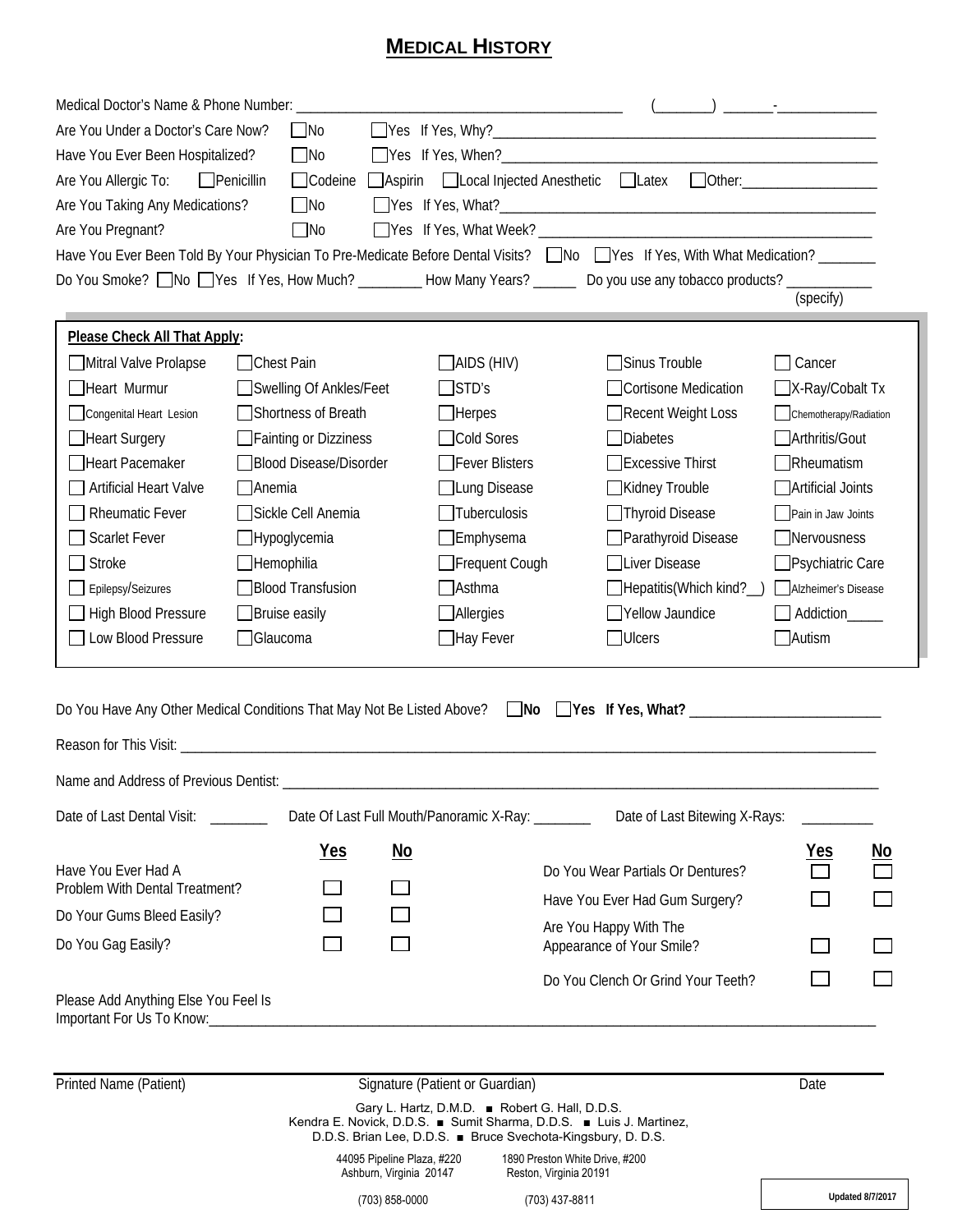# MEDICAL HISTORY

Medical Doctor's Name & Phone Number: _______________________________________________ (_______) _______-_____________

Are You Under a Doctor's Care Now? ☐No ☐Yes If Yes, Why?_____________________________________________________

Have You Ever Been Hospitalized? ☐No ☐Yes If Yes, When?_____________________________________________________

Are You Allergic To: ☐Penicillin ☐Codeine ☐Aspirin ☐Local Injected Anesthetic ☐Latex ☐Other:__________________

Are You Taking Any Medications? ☐No ☐Yes If Yes, What?_____________________________________________________

Are You Pregnant? ☐No ☐Yes If Yes, What Week? _____________________________________________________

Have You Ever Been Told By Your Physician To Pre-Medicate Before Dental Visits? ☐No ☐Yes If Yes, With What Medication? ________

Do You Smoke? ☐No ☐Yes If Yes, How Much? _________ How Many Years? ______ Do you use any tobacco products? ___________ (specify)

**Please Check All That Apply:**

| | | | | |
|---|---|---|---|---|
| ☐ Mitral Valve Prolapse | ☐ Chest Pain | ☐ AIDS (HIV) | ☐ Sinus Trouble | ☐ Cancer |
| ☐ Heart Murmur | ☐ Swelling Of Ankles/Feet | ☐ STD's | ☐ Cortisone Medication | ☐ X-Ray/Cobalt Tx |
| ☐ Congenital Heart Lesion | ☐ Shortness of Breath | ☐ Herpes | ☐ Recent Weight Loss | ☐ Chemotherapy/Radiation |
| ☐ Heart Surgery | ☐ Fainting or Dizziness | ☐ Cold Sores | ☐ Diabetes | ☐ Arthritis/Gout |
| ☐ Heart Pacemaker | ☐ Blood Disease/Disorder | ☐ Fever Blisters | ☐ Excessive Thirst | ☐ Rheumatism |
| ☐ Artificial Heart Valve | ☐ Anemia | ☐ Lung Disease | ☐ Kidney Trouble | ☐ Artificial Joints |
| ☐ Rheumatic Fever | ☐ Sickle Cell Anemia | ☐ Tuberculosis | ☐ Thyroid Disease | ☐ Pain in Jaw Joints |
| ☐ Scarlet Fever | ☐ Hypoglycemia | ☐ Emphysema | ☐ Parathyroid Disease | ☐ Nervousness |
| ☐ Stroke | ☐ Hemophilia | ☐ Frequent Cough | ☐ Liver Disease | ☐ Psychiatric Care |
| ☐ Epilepsy/Seizures | ☐ Blood Transfusion | ☐ Asthma | ☐ Hepatitis(Which kind?__) | ☐ Alzheimer's Disease |
| ☐ High Blood Pressure | ☐ Bruise easily | ☐ Allergies | ☐ Yellow Jaundice | ☐ Addiction_____ |
| ☐ Low Blood Pressure | ☐ Glaucoma | ☐ Hay Fever | ☐ Ulcers | ☐ Autism |

Do You Have Any Other Medical Conditions That May Not Be Listed Above? ☐**No** ☐**Yes If Yes, What?** ___________________________

Reason for This Visit: _____________________________________________________________________________________________

Name and Address of Previous Dentist: _______________________________________________________________________________

Date of Last Dental Visit: ________ Date Of Last Full Mouth/Panoramic X-Ray: ________ Date of Last Bitewing X-Rays: __________

| | Yes | No |
|---|---|---|
| Have You Ever Had A Problem With Dental Treatment? | ☐ | ☐ |
| Do Your Gums Bleed Easily? | ☐ | ☐ |
| Do You Gag Easily? | ☐ | ☐ |
| Do You Wear Partials Or Dentures? | ☐ | ☐ |
| Have You Ever Had Gum Surgery? | ☐ | ☐ |
| Are You Happy With The Appearance of Your Smile? | ☐ | ☐ |
| Do You Clench Or Grind Your Teeth? | ☐ | ☐ |

Please Add Anything Else You Feel Is Important For Us To Know:_____________________________________________________________

Printed Name (Patient) Signature (Patient or Guardian) Date

Gary L. Hartz, D.M.D. ■ Robert G. Hall, D.D.S.
Kendra E. Novick, D.D.S. ■ Sumit Sharma, D.D.S. ■ Luis J. Martinez, D.D.S. Brian Lee, D.D.S. ■ Bruce Svechota-Kingsbury, D. D.S.

44095 Pipeline Plaza, #220
Ashburn, Virginia 20147
(703) 858-0000

1890 Preston White Drive, #200
Reston, Virginia 20191
(703) 437-8811

Updated 8/7/2017